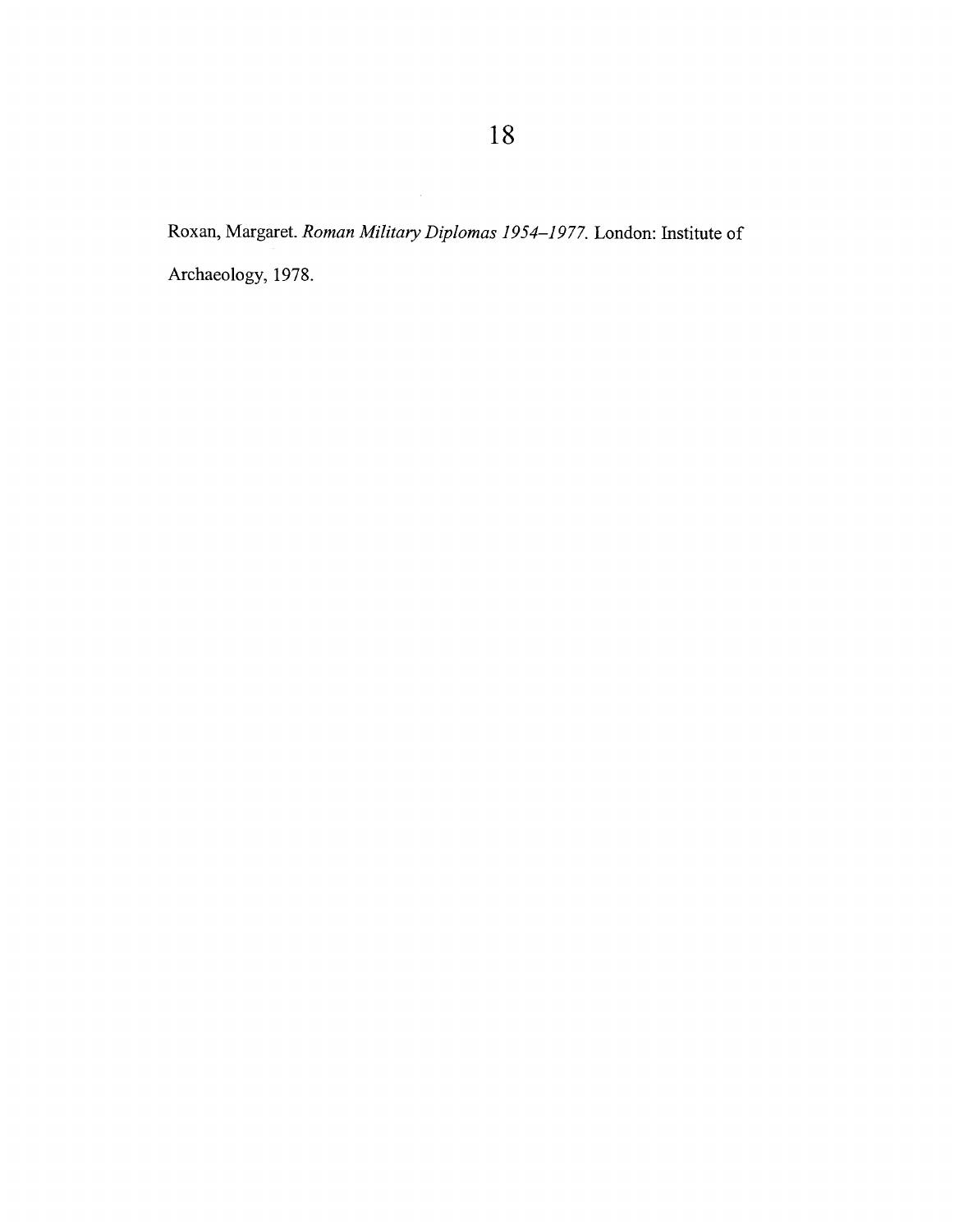Roxan, Margaret. *Roman Military Diplomas 1954–1977.* London: Institute of Archaeology, 1978.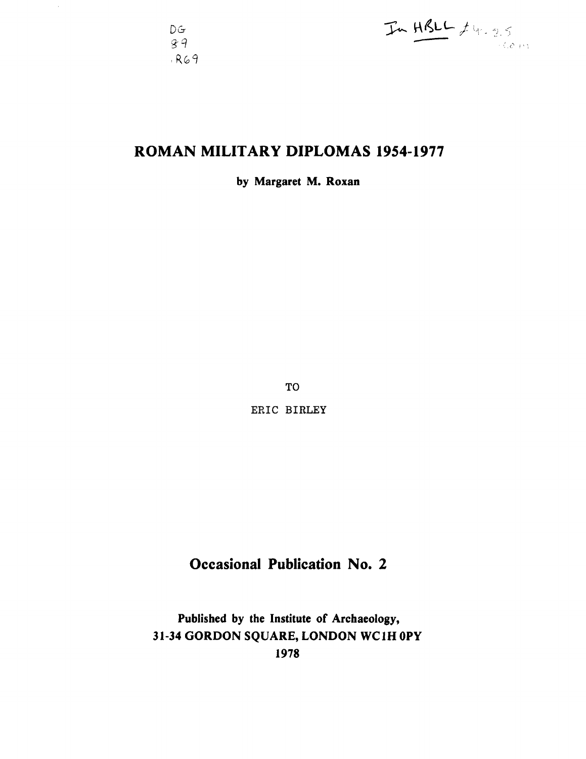DG
89
.R69

In HBLL £4.25

# ROMAN MILITARY DIPLOMAS 1954-1977

**by Margaret M. Roxan**

TO

ERIC BIRLEY

## Occasional Publication No. 2

**Published by the Institute of Archaeology,**
**31-34 GORDON SQUARE, LONDON WC1H 0PY**
**1978**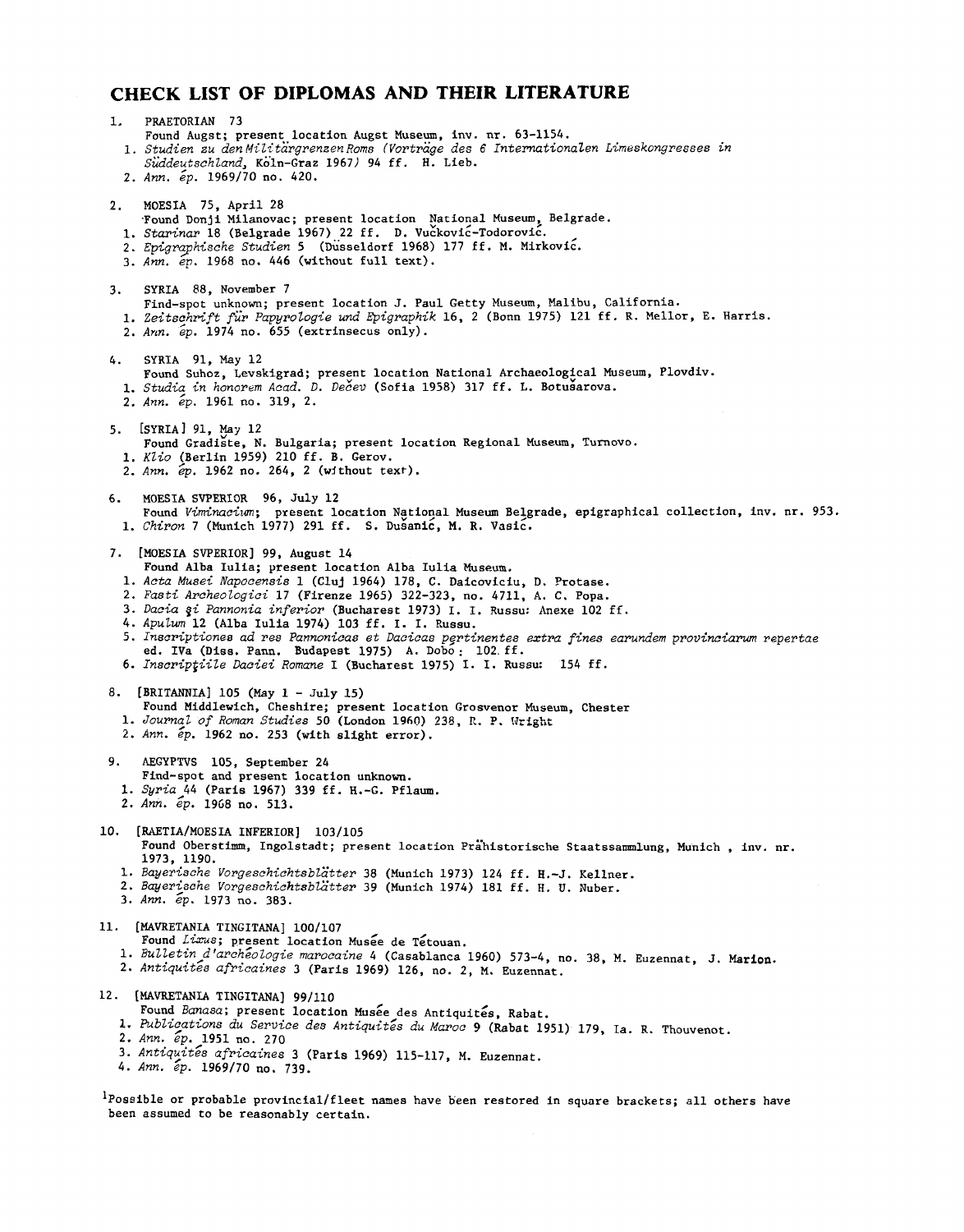# CHECK LIST OF DIPLOMAS AND THEIR LITERATURE

1. PRAETORIAN 73
   Found Augst; present location Augst Museum, inv. nr. 63-1154.
   1. *Studien zu den Militärgrenzen Roms (Vorträge des 6 Internationalen Limeskongresses in Süddeutschland*, Köln-Graz 1967) 94 ff. H. Lieb.
   2. *Ann. ép.* 1969/70 no. 420.

2. MOESIA 75, April 28
   Found Donji Milanovac; present location National Museum, Belgrade.
   1. *Starinar* 18 (Belgrade 1967) 22 ff. D. Vučković-Todorović.
   2. *Epigraphische Studien* 5 (Düsseldorf 1968) 177 ff. M. Mirković.
   3. *Ann. ép.* 1968 no. 446 (without full text).

3. SYRIA 88, November 7
   Find-spot unknown; present location J. Paul Getty Museum, Malibu, California.
   1. *Zeitschrift für Papyrologie und Epigraphik* 16, 2 (Bonn 1975) 121 ff. R. Mellor, E. Harris.
   2. *Ann. ép.* 1974 no. 655 (extrinsecus only).

4. SYRIA 91, May 12
   Found Suhoz, Levskigrad; present location National Archaeological Museum, Plovdiv.
   1. *Studia in honorem Acad. D. Dečev* (Sofia 1958) 317 ff. L. Botušarova.
   2. *Ann. ép.* 1961 no. 319, 2.

5. [SYRIA] 91, May 12
   Found Gradište, N. Bulgaria; present location Regional Museum, Turnovo.
   1. *Klio* (Berlin 1959) 210 ff. B. Gerov.
   2. *Ann. ép.* 1962 no. 264, 2 (without text).

6. MOESIA SVPERIOR 96, July 12
   Found *Viminacium*; present location National Museum Belgrade, epigraphical collection, inv. nr. 953.
   1. *Chiron* 7 (Munich 1977) 291 ff. S. Dušanić, M. R. Vasić.

7. [MOESIA SVPERIOR] 99, August 14
   Found Alba Iulia; present location Alba Iulia Museum.
   1. *Acta Musei Napocensis* 1 (Cluj 1964) 178, C. Daicoviciu, D. Protase.
   2. *Fasti Archeologici* 17 (Firenze 1965) 322-323, no. 4711, A. C. Popa.
   3. *Dacia şi Pannonia inferior* (Bucharest 1973) I. I. Russu: Anexe 102 ff.
   4. *Apulum* 12 (Alba Iulia 1974) 103 ff. I. I. Russu.
   5. *Inscriptiones ad res Pannonicas et Dacicas pertinentes extra fines earundem provinciarum repertae* ed. IVa (Diss. Pann. Budapest 1975) A. Dobó: 102 ff.
   6. *Inscripţiile Daciei Romane* I (Bucharest 1975) I. I. Russu: 154 ff.

8. [BRITANNIA] 105 (May 1 - July 15)
   Found Middlewich, Cheshire; present location Grosvenor Museum, Chester
   1. *Journal of Roman Studies* 50 (London 1960) 238, R. P. Wright
   2. *Ann. ép.* 1962 no. 253 (with slight error).

9. AEGYPTVS 105, September 24
   Find-spot and present location unknown.
   1. *Syria* 44 (Paris 1967) 339 ff. H.-G. Pflaum.
   2. *Ann. ép.* 1968 no. 513.

10. [RAETIA/MOESIA INFERIOR] 103/105
    Found Oberstimm, Ingolstadt; present location Prähistorische Staatssammlung, Munich, inv. nr. 1973, 1190.
    1. *Bayerische Vorgeschichtsblätter* 38 (Munich 1973) 124 ff. H.-J. Kellner.
    2. *Bayerische Vorgeschichtsblätter* 39 (Munich 1974) 181 ff. H. U. Nuber.
    3. *Ann. ép.* 1973 no. 383.

11. [MAVRETANIA TINGITANA] 100/107
    Found *Lixus*; present location Musée de Tétouan.
    1. *Bulletin d'archéologie marocaine* 4 (Casablanca 1960) 573-4, no. 38, M. Euzennat, J. Marion.
    2. *Antiquités africaines* 3 (Paris 1969) 126, no. 2, M. Euzennat.

12. [MAVRETANIA TINGITANA] 99/110
    Found *Banasa*; present location Musée des Antiquités, Rabat.
    1. *Publications du Service des Antiquités du Maroc* 9 (Rabat 1951) 179, Ia. R. Thouvenot.
    2. *Ann. ép.* 1951 no. 270
    3. *Antiquités africaines* 3 (Paris 1969) 115-117, M. Euzennat.
    4. *Ann. ép.* 1969/70 no. 739.

[1]Possible or probable provincial/fleet names have been restored in square brackets; all others have been assumed to be reasonably certain.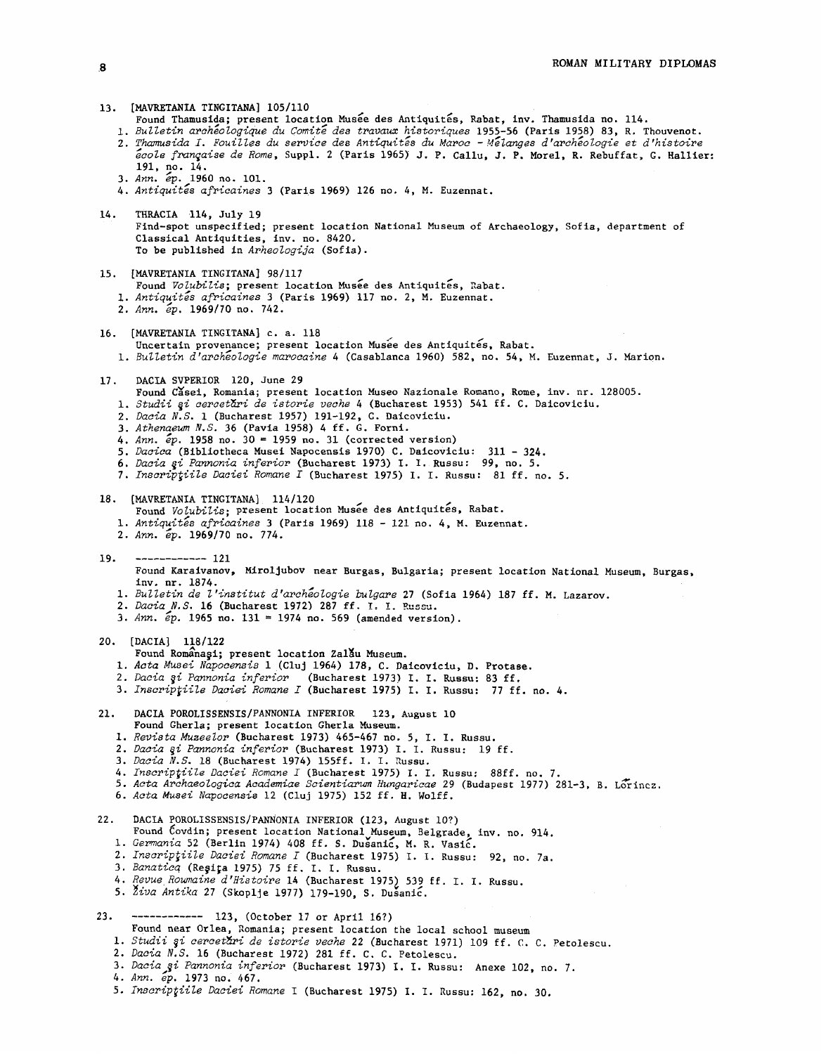13. [MAVRETANIA TINGITANA] 105/110
Found Thamusida; present location Musée des Antiquités, Rabat, inv. Thamusida no. 114.
1. *Bulletin archéologique du Comité des travaux historiques* 1955-56 (Paris 1958) 83, R. Thouvenot.
2. *Thamusida I. Fouilles du service des Antiquités du Maroc - Mélanges d'archéologie et d'histoire école française de Rome*, Suppl. 2 (Paris 1965) J. P. Callu, J. P. Morel, R. Rebuffat, G. Hallier: 191, no. 14.
3. *Ann. ép.* 1960 no. 101.
4. *Antiquités africaines* 3 (Paris 1969) 126 no. 4, M. Euzennat.

14. THRACIA 114, July 19
Find-spot unspecified; present location National Museum of Archaeology, Sofia, department of Classical Antiquities, inv. no. 8420.
To be published in *Arheologija* (Sofia).

15. [MAVRETANIA TINGITANA] 98/117
Found *Volubilis*; present location Musée des Antiquités, Rabat.
1. *Antiquités africaines* 3 (Paris 1969) 117 no. 2, M. Euzennat.
2. *Ann. ép.* 1969/70 no. 742.

16. [MAVRETANIA TINGITANA] c. a. 118
Uncertain provenance; present location Musée des Antiquités, Rabat.
1. *Bulletin d'archéologie marocaine* 4 (Casablanca 1960) 582, no. 54, M. Euzennat, J. Marion.

17. DACIA SVPERIOR 120, June 29
Found Căsei, Romania; present location Museo Nazionale Romano, Rome, inv. nr. 128005.
1. *Studii şi cercetări de istorie veche* 4 (Bucharest 1953) 541 ff. C. Daicoviciu.
2. *Dacia N.S.* 1 (Bucharest 1957) 191-192, C. Daicoviciu.
3. *Athenaeum N.S.* 36 (Pavia 1958) 4 ff. G. Forni.
4. *Ann. ép.* 1958 no. 30 = 1959 no. 31 (corrected version)
5. *Dacica* (Bibliotheca Musei Napocensis 1970) C. Daicoviciu: 311 - 324.
6. *Dacia şi Pannonia inferior* (Bucharest 1973) I. I. Russu: 99, no. 5.
7. *Inscripţiile Daciei Romane I* (Bucharest 1975) I. I. Russu: 81 ff. no. 5.

18. [MAVRETANIA TINGITANA] 114/120
Found *Volubilis*; present location Musée des Antiquités, Rabat.
1. *Antiquités africaines* 3 (Paris 1969) 118 - 121 no. 4, M. Euzennat.
2. *Ann. ép.* 1969/70 no. 774.

19. ------------ 121
Found Karaivanov, Miroljubov near Burgas, Bulgaria; present location National Museum, Burgas, inv. nr. 1874.
1. *Bulletin de l'institut d'archéologie bulgare* 27 (Sofia 1964) 187 ff. M. Lazarov.
2. *Dacia N.S.* 16 (Bucharest 1972) 287 ff. I. I. Russu.
3. *Ann. ép.* 1965 no. 131 = 1974 no. 569 (amended version).

20. [DACIA] 118/122
Found Românaşi; present location Zalău Museum.
1. *Acta Musei Napocensis* 1 (Cluj 1964) 178, C. Daicoviciu, D. Protase.
2. *Dacia şi Pannonia inferior* (Bucharest 1973) I. I. Russu: 83 ff.
3. *Inscripţiile Daciei Romane I* (Bucharest 1975) I. I. Russu: 77 ff. no. 4.

21. DACIA POROLISSENSIS/PANNONIA INFERIOR 123, August 10
Found Gherla; present location Gherla Museum.
1. *Revista Muzeelor* (Bucharest 1973) 465-467 no. 5, I. I. Russu.
2. *Dacia şi Pannonia inferior* (Bucharest 1973) I. I. Russu: 19 ff.
3. *Dacia N.S.* 18 (Bucharest 1974) 155ff. I. I. Russu.
4. *Inscripţiile Daciei Romane I* (Bucharest 1975) I. I. Russu: 88ff. no. 7.
5. *Acta Archaeologica Academiae Scientiarum Hungaricae* 29 (Budapest 1977) 281-3, B. Lőrincz.
6. *Acta Musei Napocensis* 12 (Cluj 1975) 152 ff. H. Wolff.

22. DACIA POROLISSENSIS/PANNONIA INFERIOR (123, August 10?)
Found Čovdin; present location National Museum, Belgrade, inv. no. 914.
1. *Germania* 52 (Berlin 1974) 408 ff. S. Dušanić, M. R. Vasić.
2. *Inscripţiile Daciei Romane I* (Bucharest 1975) I. I. Russu: 92, no. 7a.
3. *Banatica* (Reşiţa 1975) 75 ff. I. I. Russu.
4. *Revue Roumaine d'Histoire* 14 (Bucharest 1975) 539 ff. I. I. Russu.
5. *Živa Antika* 27 (Skoplje 1977) 179-190, S. Dušanić.

23. ------------ 123, (October 17 or April 16?)
Found near Orlea, Romania; present location the local school museum
1. *Studii şi cercetări de istorie veche* 22 (Bucharest 1971) 109 ff. C. C. Petolescu.
2. *Dacia N.S.* 16 (Bucharest 1972) 281 ff. C. C. Petolescu.
3. *Dacia şi Pannonia inferior* (Bucharest 1973) I. I. Russu: Anexe 102, no. 7.
4. *Ann. ép.* 1973 no. 467.
5. *Inscripţiile Daciei Romane* I (Bucharest 1975) I. I. Russu: 162, no. 30.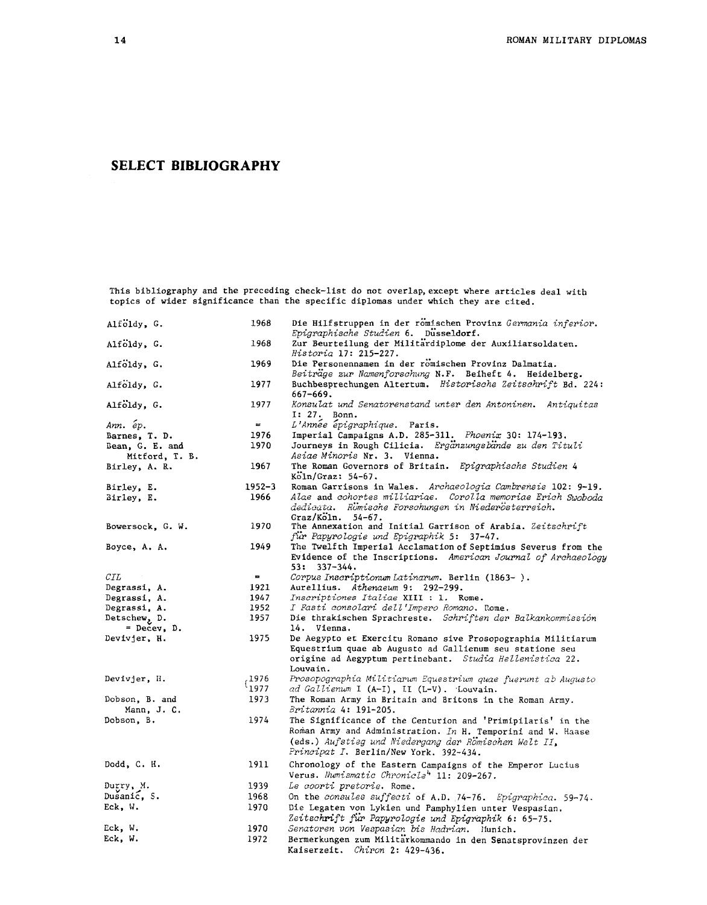# SELECT BIBLIOGRAPHY

This bibliography and the preceding check-list do not overlap, except where articles deal with topics of wider significance than the specific diplomas under which they are cited.

| | | |
|---|---|---|
| Alföldy, G. | 1968 | Die Hilfstruppen in der römischen Provinz *Germania inferior*. *Epigraphische Studien* 6. Düsseldorf. |
| Alföldy, G. | 1968 | Zur Beurteilung der Militärdiplome der Auxiliarsoldaten. *Historia* 17: 215-227. |
| Alföldy, G. | 1969 | Die Personennamen in der römischen Provinz Dalmatia. *Beiträge zur Namenforschung* N.F. Beiheft 4. Heidelberg. |
| Alföldy, G. | 1977 | Buchbesprechungen Altertum. *Historische Zeitschrift* Bd. 224: 667-669. |
| Alföldy, G. | 1977 | *Konsulat und Senatorenstand unter den Antoninen. Antiquitas* I: 27. Bonn. |
| *Ann. ép.* | = | *L'Année épigraphique*. Paris. |
| Barnes, T. D. | 1976 | Imperial Campaigns A.D. 285-311. *Phoenix* 30: 174-193. |
| Bean, G. E. and Mitford, T. B. | 1970 | Journeys in Rough Cilicia. *Ergänzungsbände zu den Tituli Asiae Minoris* Nr. 3. Vienna. |
| Birley, A. R. | 1967 | The Roman Governors of Britain. *Epigraphische Studien* 4 Köln/Graz: 54-67. |
| Birley, E. | 1952-3 | Roman Garrisons in Wales. *Archaeologia Cambrensis* 102: 9-19. |
| Birley, E. | 1966 | *Alae* and *cohortes milliariae*. *Corolla memoriae Erich Swoboda dedicata. Römische Forschungen in Niederösterreich.* Graz/Köln. 54-67. |
| Bowersock, G. W. | 1970 | The Annexation and Initial Garrison of Arabia. *Zeitschrift für Papyrologie und Epigraphik* 5: 37-47. |
| Boyce, A. A. | 1949 | The Twelfth Imperial Acclamation of Septimius Severus from the Evidence of the Inscriptions. *American Journal of Archaeology* 53: 337-344. |
| *CIL* | = | *Corpus Inscriptionum Latinarum*. Berlin (1863- ). |
| Degrassi, A. | 1921 | Aurellius. *Athenaeum* 9: 292-299. |
| Degrassi, A. | 1947 | *Inscriptiones Italiae* XIII : 1. Rome. |
| Degrassi, A. | 1952 | *I Fasti consolari dell'Impero Romano*. Rome. |
| Detschew, D. = Dečev, D. | 1957 | Die thrakischen Sprachreste. *Schriften der Balkankommissión* 14. Vienna. |
| Devivjer, H. | 1975 | De Aegypto et Exercitu Romano sive Prosopographia Militiarum Equestrium quae ab Augusto ad Gallienum seu statione seu origine ad Aegyptum pertinebant. *Studia Hellenistica* 22. Louvain. |
| Devivjer, H. | 1976 1977 | *Prosopographia Militiarum Equestrium quae fuerunt ab Augusto ad Gallienum* I (A-I), II (L-V). Louvain. |
| Dobson, B. and Mann, J. C. | 1973 | The Roman Army in Britain and Britons in the Roman Army. *Britannia* 4: 191-205. |
| Dobson, B. | 1974 | The Significance of the Centurion and 'Primipilaris' in the Roman Army and Administration. *In* H. Temporini and W. Haase (eds.) *Aufstieg und Niedergang der Römischen Welt II, Principat I*. Berlin/New York. 392-434. |
| Dodd, C. H. | 1911 | Chronology of the Eastern Campaigns of the Emperor Lucius Verus. *Numismatic Chronicle*[4] 11: 209-267. |
| Durry, M. | 1939 | *Le coorti pretorie*. Rome. |
| Dušanić, S. | 1968 | On the *consules suffecti* of A.D. 74-76. *Epigraphica*. 59-74. |
| Eck, W. | 1970 | Die Legaten von Lykien und Pamphylien unter Vespasian. *Zeitschrift für Papyrologie und Epigraphik* 6: 65-75. |
| Eck, W. | 1970 | *Senatoren von Vespasian bis Hadrian*. Munich. |
| Eck, W. | 1972 | Bermerkungen zum Militärkommando in den Senatsprovinzen der Kaiserzeit. *Chiron* 2: 429-436. |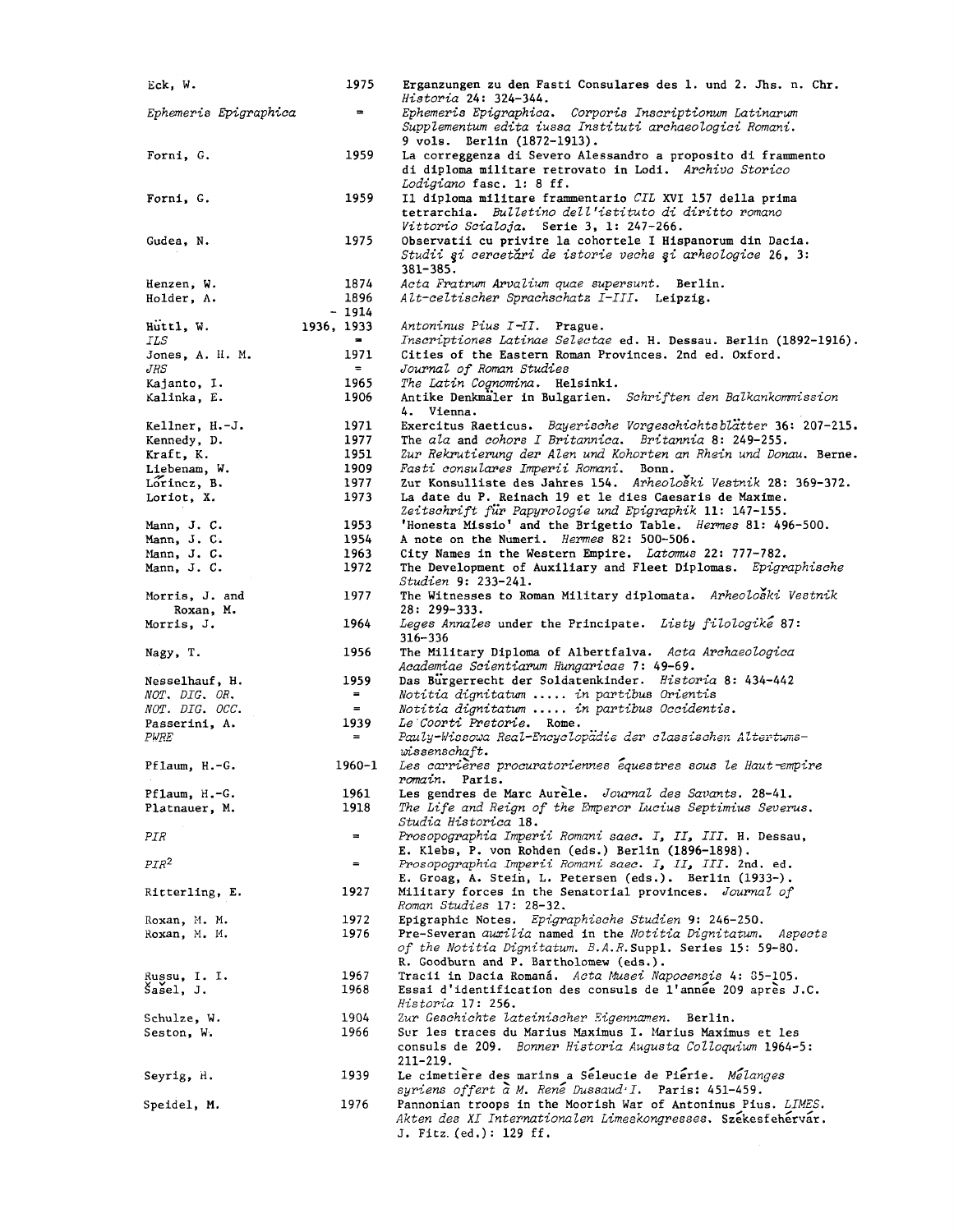| | | |
|---|---|---|
| Eck, W. | 1975 | Erganzungen zu den Fasti Consulares des 1. und 2. Jhs. n. Chr. *Historia* 24: 324-344. |
| *Ephemeris Epigraphica* | = | *Ephemeris Epigraphica. Corporis Inscriptionum Latinarum Supplementum edita iussa Instituti archaeologici Romani.* 9 vols. Berlin (1872-1913). |
| Forni, G. | 1959 | La correggenza di Severo Alessandro a proposito di frammento di diploma militare retrovato in Lodi. *Archivo Storico Lodigiano* fasc. 1: 8 ff. |
| Forni, G. | 1959 | Il diploma militare frammentario *CIL* XVI 157 della prima tetrarchia. *Bulletino dell'istituto di diritto romano Vittorio Scialoja.* Serie 3, 1: 247-266. |
| Gudea, N. | 1975 | Observatii cu privire la cohortele I Hispanorum din Dacia. *Studii şi cercetări de istorie veche şi arheologice* 26, 3: 381-385. |
| Henzen, W. | 1874 | *Acta Fratrum Arvalium quae supersunt.* Berlin. |
| Holder, A. | 1896 - 1914 | *Alt-celtischer Sprachschatz I-III.* Leipzig. |
| Hüttl, W. | 1936, 1933 | *Antoninus Pius I-II.* Prague. |
| *ILS* | = | *Inscriptiones Latinae Selectae* ed. H. Dessau. Berlin (1892-1916). |
| Jones, A. H. M. | 1971 | Cities of the Eastern Roman Provinces. 2nd ed. Oxford. |
| *JRS* | = | *Journal of Roman Studies* |
| Kajanto, I. | 1965 | *The Latin Cognomina.* Helsinki. |
| Kalinka, E. | 1906 | Antike Denkmäler in Bulgarien. *Schriften den Balkankommission* 4. Vienna. |
| Kellner, H.-J. | 1971 | Exercitus Raeticus. *Bayerische Vorgeschichtsblätter* 36: 207-215. |
| Kennedy, D. | 1977 | The *ala* and *cohors I Britannica.* *Britannia* 8: 249-255. |
| Kraft, K. | 1951 | *Zur Rekrutierung der Alen und Kohorten an Rhein und Donau.* Berne. |
| Liebenam, W. | 1909 | *Fasti consulares Imperii Romani.* Bonn. |
| Lőrincz, B. | 1977 | Zur Konsulliste des Jahres 154. *Arheološki Vestnik* 28: 369-372. |
| Loriot, X. | 1973 | La date du P. Reinach 19 et le dies Caesaris de Maxime. *Zeitschrift für Papyrologie und Epigraphik* 11: 147-155. |
| Mann, J. C. | 1953 | 'Honesta Missio' and the Brigetio Table. *Hermes* 81: 496-500. |
| Mann, J. C. | 1954 | A note on the Numeri. *Hermes* 82: 500-506. |
| Mann, J. C. | 1963 | City Names in the Western Empire. *Latomus* 22: 777-782. |
| Mann, J. C. | 1972 | The Development of Auxiliary and Fleet Diplomas. *Epigraphische Studien* 9: 233-241. |
| Morris, J. and Roxan, M. | 1977 | The Witnesses to Roman Military diplomata. *Arheološki Vestnik* 28: 299-333. |
| Morris, J. | 1964 | *Leges Annales* under the Principate. *Listy filologiké* 87: 316-336 |
| Nagy, T. | 1956 | The Military Diploma of Albertfalva. *Acta Archaeologica Academiae Scientiarum Hungaricae* 7: 49-69. |
| Nesselhauf, H. | 1959 | Das Bürgerrecht der Soldatenkinder. *Historia* 8: 434-442 |
| *NOT. DIG. OR.* | = | *Notitia dignitatum ..... in partibus Orientis* |
| *NOT. DIG. OCC.* | = | *Notitia dignitatum ..... in partibus Occidentis.* |
| Passerini, A. | 1939 | *Le Coorti Pretorie.* Rome. |
| *PWRE* | = | *Pauly-Wissowa Real-Encyclopädie der classischen Altertumswissenschaft.* |
| Pflaum, H.-G. | 1960-1 | *Les carrières procuratoriennes équestres sous le Haut-empire romain.* Paris. |
| Pflaum, H.-G. | 1961 | Les gendres de Marc Aurèle. *Journal des Savants.* 28-41. |
| Platnauer, M. | 1918 | *The Life and Reign of the Emperor Lucius Septimius Severus. Studia Historica* 18. |
| *PIR* | = | *Prosopographia Imperii Romani saec. I, II, III.* H. Dessau, E. Klebs, P. von Rohden (eds.) Berlin (1896-1898). |
| *PIR*[2] | = | *Prosopographia Imperii Romani saec. I, II, III.* 2nd. ed. E. Groag, A. Stein, L. Petersen (eds.). Berlin (1933-). |
| Ritterling, E. | 1927 | Military forces in the Senatorial provinces. *Journal of Roman Studies* 17: 28-32. |
| Roxan, M. M. | 1972 | Epigraphic Notes. *Epigraphische Studien* 9: 246-250. |
| Roxan, M. M. | 1976 | Pre-Severan *auxilia* named in the *Notitia Dignitatum.* *Aspects of the Notitia Dignitatum. B.A.R.* Suppl. Series 15: 59-80. R. Goodburn and P. Bartholomew (eds.). |
| Russu, I. I. | 1967 | Tracii in Dacia Romană. *Acta Musei Napocensis* 4: 85-105. |
| Šašel, J. | 1968 | Essai d'identification des consuls de l'année 209 après J.C. *Historia* 17: 256. |
| Schulze, W. | 1904 | *Zur Geschichte lateinischer Eigennamen.* Berlin. |
| Seston, W. | 1966 | Sur les traces du Marius Maximus I. Marius Maximus et les consuls de 209. *Bonner Historia Augusta Colloquium* 1964-5: 211-219. |
| Seyrig, H. | 1939 | Le cimetière des marins à Séleucie de Piérie. *Mélanges syriens offert à M. René Dussaud I.* Paris: 451-459. |
| Speidel, M. | 1976 | Pannonian troops in the Moorish War of Antoninus Pius. *LIMES. Akten des XI Internationalen Limeskongresses.* Székesfehérvár. J. Fitz (ed.): 129 ff. |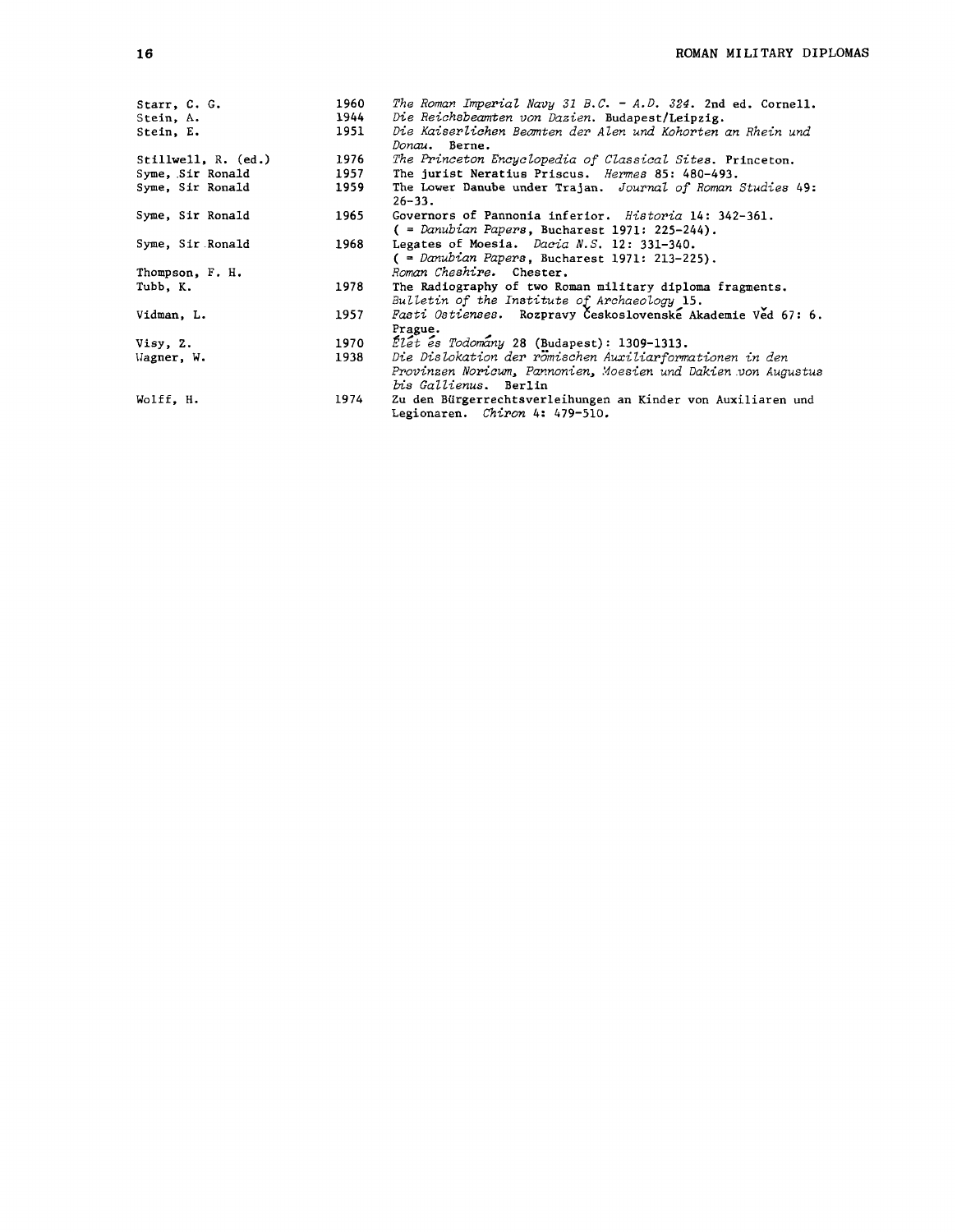| | | |
|---|---|---|
| Starr, C. G. | 1960 | *The Roman Imperial Navy 31 B.C. - A.D. 324*. 2nd ed. Cornell. |
| Stein, A. | 1944 | *Die Reichsbeamten von Dazien*. Budapest/Leipzig. |
| Stein, E. | 1951 | *Die Kaiserlichen Beamten der Alen und Kohorten an Rhein und Donau*. Berne. |
| Stillwell, R. (ed.) | 1976 | *The Princeton Encyclopedia of Classical Sites*. Princeton. |
| Syme, Sir Ronald | 1957 | The jurist Neratius Priscus. *Hermes* 85: 480-493. |
| Syme, Sir Ronald | 1959 | The Lower Danube under Trajan. *Journal of Roman Studies* 49: 26-33. |
| Syme, Sir Ronald | 1965 | Governors of Pannonia inferior. *Historia* 14: 342-361. ( = *Danubian Papers*, Bucharest 1971: 225-244). |
| Syme, Sir Ronald | 1968 | Legates of Moesia. *Dacia N.S.* 12: 331-340. ( = *Danubian Papers*, Bucharest 1971: 213-225). |
| Thompson, F. H. | | *Roman Cheshire*. Chester. |
| Tubb, K. | 1978 | The Radiography of two Roman military diploma fragments. *Bulletin of the Institute of Archaeology* 15. |
| Vidman, L. | 1957 | *Fasti Ostienses*. Rozpravy Československé Akademie Věd 67: 6. Prague. |
| Visy, Z. | 1970 | *Élet és Todomány* 28 (Budapest): 1309-1313. |
| Wagner, W. | 1938 | *Die Dislokation der römischen Auxiliarformationen in den Provinzen Noricum, Pannonien, Moesien und Dakien von Augustus bis Gallienus*. Berlin |
| Wolff, H. | 1974 | Zu den Bürgerrechtsverleihungen an Kinder von Auxiliaren und Legionaren. *Chiron* 4: 479-510. |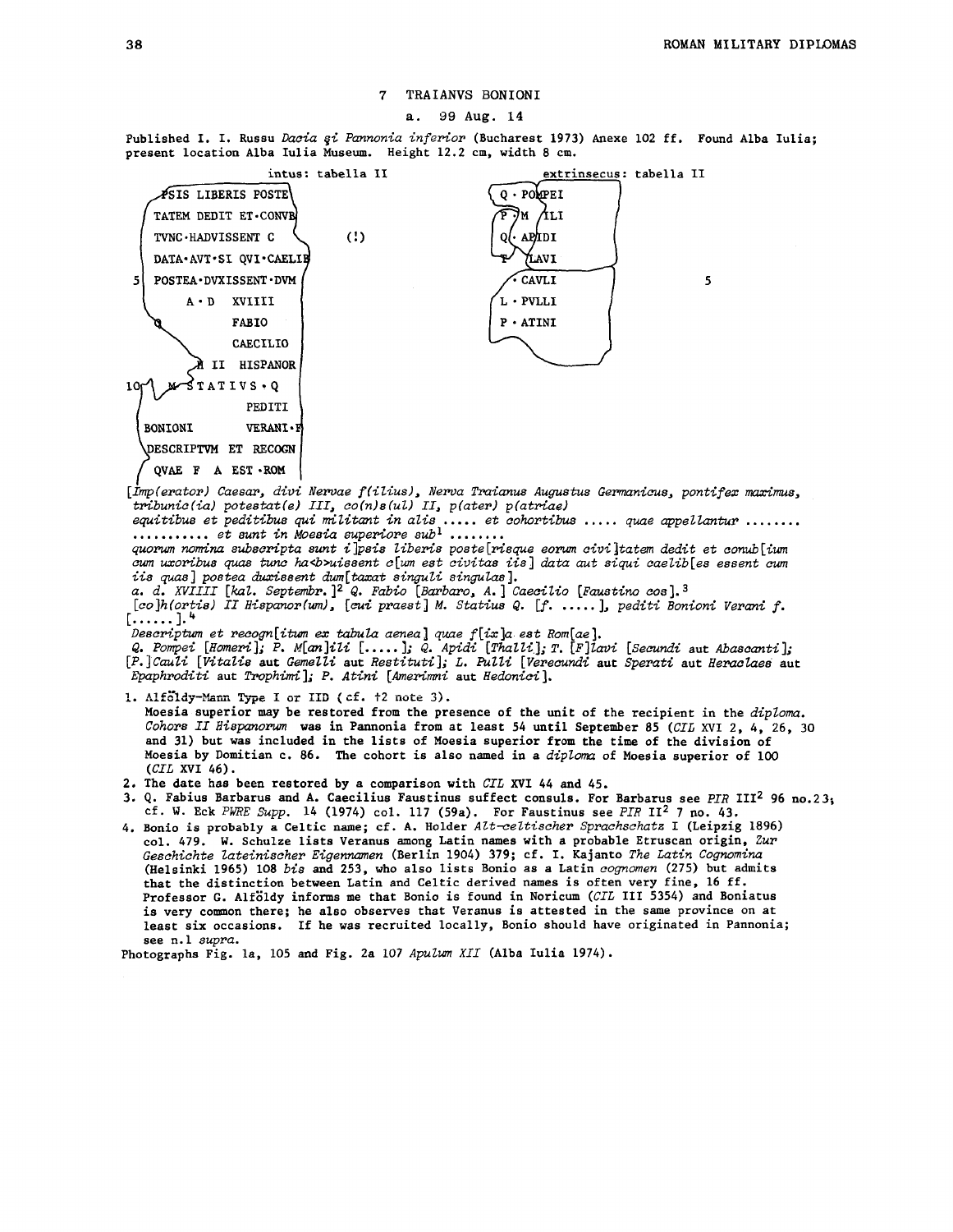## 7 TRAIANVS BONIONI

a. 99 Aug. 14

Published I. I. Russu *Dacia şi Pannonia inferior* (Bucharest 1973) Anexe 102 ff. Found Alba Iulia; present location Alba Iulia Museum. Height 12.2 cm, width 8 cm.

intus: tabella II

```
   PSIS LIBERIS POSTE
   TATEM DEDIT ET·CONVB
   TVNC·HADVISSENT C        (!)
   DATA·AVT·SI QVI·CAELIB
5  POSTEA·DVXISSENT·DVM
      A·D  XVIIII
   Q        FABIO
            CAECILIO
         H  II  HISPANOR
10    M STATIVS·Q
            PEDITI
   BONIONI      VERANI·F
   DESCRIPTVM ET RECOGN
   QVAE  F  A  EST·ROM
```

extrinsecus: tabella II

```
   Q·POMPEI
   P M  ILI
   Q· APIDI
   T  LAVI
   ·CAVLI              5
   L·PVLLI
   P·ATINI
```

[*Imp(erator) Caesar, divi Nervae f(ilius), Nerva Traianus Augustus Germanicus, pontifex maximus, tribunic(ia) potestat(e) III, co(n)s(ul) II, p(ater) p(atriae)*
*equitibus et peditibus qui militant in alis ..... et cohortibus ..... quae appellantur ........ ........... et sunt in Moesia superiore sub*[1] *.......*
*quorum nomina subscripta sunt i]psis liberis poste[risque eorum civi]tatem dedit et conub[ium cum uxoribus quas tunc ha<b>uissent c[um est civitas iis] data aut siqui caelib[es essent cum iis quas] postea duxissent dum[taxat singuli singulas].*
*a. d. XVIIII [kal. Septembr.]*[2] *Q. Fabio [Barbaro, A.] Caecilio [Faustino cos].*[3]
*[co]h(ortis) II Hispanor(um), [cui praest] M. Statius Q. [f. .....], pediti Bonioni Verani f. [......].*[4]
*Descriptum et recogn[itum ex tabula aenea] quae f[ix]a est Rom[ae].*
*Q. Pompei [Homeri]; P. M[an]ili [.....]; Q. Apidi [Thalli]; T. [F]lavi [Secundi* aut *Abascanti]; [P.]Cauli [Vitalis* aut *Gemelli* aut *Restituti]; L. Pulli [Verecundi* aut *Sperati* aut *Heraclae* aut *Epaphroditi* aut *Trophimi]; P. Atini [Amerimni* aut *Hedonici].*

1. Alföldy-Mann Type I or IID (cf. †2 note 3).
   Moesia superior may be restored from the presence of the unit of the recipient in the *diploma*. *Cohors II Hispanorum* was in Pannonia from at least 54 until September 85 (*CIL* XVI 2, 4, 26, 30 and 31) but was included in the lists of Moesia superior from the time of the division of Moesia by Domitian c. 86. The cohort is also named in a *diploma* of Moesia superior of 100 (*CIL* XVI 46).
2. The date has been restored by a comparison with *CIL* XVI 44 and 45.
3. Q. Fabius Barbarus and A. Caecilius Faustinus suffect consuls. For Barbarus see *PIR* III² 96 no.23; cf. W. Eck *PWRE Supp.* 14 (1974) col. 117 (59a). For Faustinus see *PIR* II² 7 no. 43.
4. Bonio is probably a Celtic name; cf. A. Holder *Alt-celtischer Sprachschatz* I (Leipzig 1896) col. 479. W. Schulze lists Veranus among Latin names with a probable Etruscan origin, *Zur Geschichte lateinischer Eigennamen* (Berlin 1904) 379; cf. I. Kajanto *The Latin Cognomina* (Helsinki 1965) 108 *bis* and 253, who also lists Bonio as a Latin *cognomen* (275) but admits that the distinction between Latin and Celtic derived names is often very fine, 16 ff. Professor G. Alföldy informs me that Bonio is found in Noricum (*CIL* III 5354) and Boniatus is very common there; he also observes that Veranus is attested in the same province on at least six occasions. If he was recruited locally, Bonio should have originated in Pannonia; see n.1 *supra*.

Photographs Fig. 1a, 105 and Fig. 2a 107 *Apulum XII* (Alba Iulia 1974).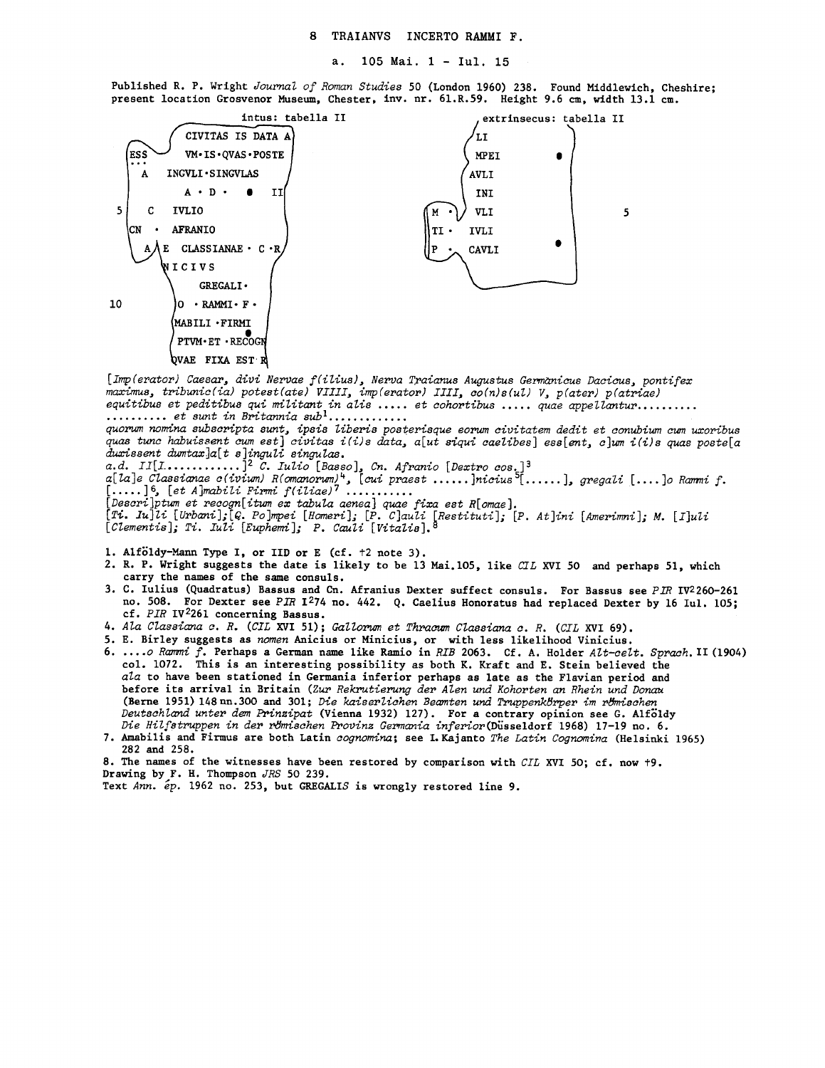# 8 TRAIANVS INCERTO RAMMI F.

a. 105 Mai. 1 - Iul. 15

Published R. P. Wright *Journal of Roman Studies* 50 (London 1960) 238. Found Middlewich, Cheshire; present location Grosvenor Museum, Chester, inv. nr. 61.R.59. Height 9.6 cm, width 13.1 cm.

intus: tabella II

```
        CIVITAS IS DATA A
ESS     VM·IS·QVAS·POSTE
...
 A     INGVLI·SINGVLAS
          A · D ·   ●   II
5  C    IVLIO
CN  ·  AFRANIO
 A  E  CLASSIANAE · C ·R
      NICIVS
          GREGALI·
10     O  · RAMMI· F ·
      MABILI ·FIRMI
      PTVM·ET ·RECOGN
      QVAE  FIXA EST R
```

extrinsecus: tabella II

```
      LI
      MPEI        ●
      AVLI
      INI
M ·   VLI              5
TI ·  IVLI
P  ·  CAVLI       ●
```

*[Imp(erator) Caesar, divi Nervae f(ilius), Nerva Traianus Augustus Germanicus Dacicus, pontifex maximus, tribunic(ia) potest(ate) VIIII, imp(erator) IIII, co(n)s(ul) V, p(ater) p(atriae) equitibus et peditibus qui militant in alis ..... et cohortibus ..... quae appellantur.......... .......... et sunt in Britannia sub*[1]*............*
*quorum nomina subscripta sunt, ipsis liberis posterisque eorum civitatem dedit et conubium cum uxoribus quas tunc habuissent cum est] civitas i(i)s data, a[ut siqui caelibes] ess[ent, c]um i(i)s quas poste[a duxissent dumtax]a[t s]inguli singulas.*
*a.d. II[I............]*[2] *C. Iulio [Basso], Cn. Afranio [Dextro cos.]*[3]
*a[la]e Classianae c(ivium) R(omanorum)*[4]*, [cui praest ......]nicius*[5]*[......], gregali [....]o Rammi f. [.....]*[6]*, [et A]mabili Firmi f(iliae)*[7] *..........*
*[Descri]ptum et recogn[itum ex tabula aenea] quae fixa est R[omae].*
*[Ti. Iu]li [Urbani];[Q. Po]mpei [Homeri]; [P. C]auli [Restituti]; [P. At]ini [Amerimni]; M. [I]uli [Clementis]; Ti. Iuli [Euphemi]; P. Cauli [Vitalis].*[8]

1. Alföldy-Mann Type I, or IID or E (cf. †2 note 3).
2. R. P. Wright suggests the date is likely to be 13 Mai.105, like *CIL* XVI 50 and perhaps 51, which carry the names of the same consuls.
3. C. Iulius (Quadratus) Bassus and Cn. Afranius Dexter suffect consuls. For Bassus see *PIR* IV²260-261 no. 508. For Dexter see *PIR* I²74 no. 442. Q. Caelius Honoratus had replaced Dexter by 16 Iul. 105; cf. *PIR* IV²261 concerning Bassus.
4. *Ala Classiana c. R.* (*CIL* XVI 51); *Gallorum et Thracum Classiana c. R.* (*CIL* XVI 69).
5. E. Birley suggests as *nomen* Anicius or Minicius, or with less likelihood Vinicius.
6. ....*o Rammi f.* Perhaps a German name like Ramio in *RIB* 2063. Cf. A. Holder *Alt-celt. Sprach.* II (1904) col. 1072. This is an interesting possibility as both K. Kraft and E. Stein believed the *ala* to have been stationed in Germania inferior perhaps as late as the Flavian period and before its arrival in Britain (*Zur Rekrutierung der Alen und Kohorten an Rhein und Donau* (Berne 1951) 148 nn.300 and 301; *Die kaiserlichen Beamten und Truppenkörper im römischen Deutschland unter dem Prinzipat* (Vienna 1932) 127). For a contrary opinion see G. Alföldy *Die Hilfstruppen in der römischen Provinz Germania inferior* (Düsseldorf 1968) 17-19 no. 6.
7. Amabilis and Firmus are both Latin *cognomina*; see I. Kajanto *The Latin Cognomina* (Helsinki 1965) 282 and 258.
8. The names of the witnesses have been restored by comparison with *CIL* XVI 50; cf. now †9.

Drawing by F. H. Thompson *JRS* 50 239.
Text *Ann. ép.* 1962 no. 253, but GREGALIS is wrongly restored line 9.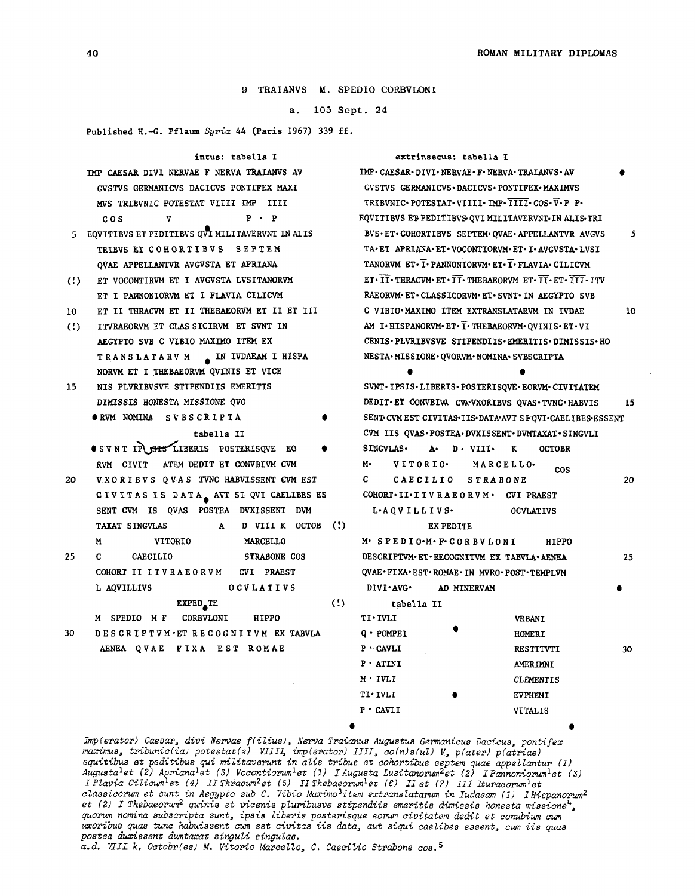## 9 TRAIANVS M. SPEDIO CORBVLONI

a. 105 Sept. 24

Published H.-G. Pflaum *Syria* 44 (Paris 1967) 339 ff.

### intus: tabella I

```
    IMP CAESAR DIVI NERVAE F NERVA TRAIANVS AV
    GVSTVS GERMANICVS DACICVS PONTIFEX MAXI
    MVS TRIBVNIC POTESTAT VIIII IMP IIII
    COS        V              P · P
5   EQVITIBVS ET PEDITIBVS QVI MILITAVERVNT IN ALIS
    TRIBVS ET COHORTIBVS SEPTEM
    QVAE APPELLANTVR AVGVSTA ET APRIANA
(!) ET VOCONTIRVM ET I AVGVSTA LVSITANORVM
    ET I PANNONIORVM ET I FLAVIA CILICVM
10  ET II THRACVM ET II THEBAEORVM ET II ET III
(!) ITVRAEORVM ET CLAS SICIRVM ET SVNT IN
    AEGYPTO SVB C VIBIO MAXIMO ITEM EX
    TRANSLATARVM   IN IVDAEAM I HISPA
    NORVM ET I THEBAEORVM QVINIS ET VICE
15  NIS PLVRIBVSVE STIPENDIIS EMERITIS
    DIMISSIS HONESTA MISSIONE QVO
    RVM NOMINA  SVBSCRIPTA
```

### tabella II

```
    SVNT IP SIS LIBERIS POSTERISQVE EO
    RVM CIVIT  ATEM DEDIT ET CONVBIVM CVM
20  VXORIBVS QVAS TVNC HABVISSENT CVM EST
    CIVITAS IS DATA AVT SI QVI CAELIBES ES
    SENT CVM IS QVAS POSTEA DVXISSENT DVM
    TAXAT SINGVLAS        A    D VIII K  OCTOB (!)
    M            VITORIO          MARCELLO
25  C        CAECILIO             STRABONE COS
    COHORT II ITVRAEORVM    CVI PRAEST
    L AQVILLIVS                OCVLATIVS
                  EXPED TE                  (!)
    M SPEDIO M F   CORBVLONI       HIPPO
30  DESCRIPTVM·ET RECOGNITVM EX TABVLA
    AENEA QVAE FIXA EST ROMAE
```

### extrinsecus: tabella I

```
    IMP·CAESAR·DIVI·NERVAE·F·NERVA·TRAIANVS·AV
    GVSTVS GERMANICVS·DACICVS·PONTIFEX·MAXIMVS
    TRIBVNIC·POTESTAT·VIIII·IMP·IIII·COS·V·P P·
    EQVITIBVS ET PEDITIBVS QVI MILITAVERVNT·IN ALIS·TRI
5   BVS·ET·COHORTIBVS SEPTEM·QVAE·APPELLANTVR AVGVS
    TA·ET APRIANA·ET·VOCONTIORVM·ET·I·AVGVSTA·LVSI
    TANORVM ET·I·PANNONIORVM·ET·I·FLAVIA·CILICVM
    ET·II·THRACVM·ET·II·THEBAEORVM ET·II·ET·III·ITV
    RAEORVM·ET·CLASSICORVM·ET·SVNT·IN AEGYPTO SVB
10  C VIBIO·MAXIMO ITEM EXTRANSLATARVM IN IVDAE
    AM I·HISPANORVM·ET·I·THEBAEORVM·QVINIS·ET·VI
    CENIS·PLVRIBVSVE STIPENDIIS·EMERITIS·DIMISSIS·HO
    NESTA·MISSIONE·QVORVM·NOMINA·SVBSCRIPTA
    SVNT·IPSIS·LIBERIS·POSTERISQVE·EORVM·CIVITATEM
15  DEDIT·ET CONVBIVM CVM·VXORIBVS QVAS·TVNC·HABVIS
    SENT·CVM EST CIVITAS·IIS·DATA·AVT SI QVI·CAELIBES·ESSENT
    CVM IIS QVAS·POSTEA·DVXISSENT·DVMTAXAT·SINGVLI
    SINGVLAS·    A·   D·VIII·   K      OCTOBR
    M·    VITORIO·      MARCELLO·     COS
20  C      CAECILIO      STRABONE
    COHORT·II·ITVRAEORVM·   CVI PRAEST
    L·AQVILLIVS·            OCVLATIVS
              EX PEDITE
    M·SPEDIO·M·F·CORBVLONI       HIPPO
25  DESCRIPTVM·ET·RECOGNITVM EX TABVLA·AENEA
    QVAE·FIXA·EST·ROMAE·IN MVRO·POST·TEMPLVM
    DIVI·AVG·    AD MINERVAM
```

### tabella II

```
    TI·IVLI          VRBANI
    Q·POMPEI         HOMERI
30  P·CAVLI          RESTITVTI
    P·ATINI          AMERIMNI
    M·IVLI           CLEMENTIS
    TI·IVLI          EVPHEMI
    P·CAVLI          VITALIS
```

*Imp(erator) Caesar, divi Nervae f(ilius), Nerva Traianus Augustus Germanicus Dacicus, pontifex maximus, tribunic(ia) potestat(e) VIIII, imp(erator) IIII, co(n)s(ul) V, p(ater) p(atriae) equitibus et peditibus qui militaverunt in alis tribus et cohortibus septem quae appellantur (1) Augusta*[1] *et (2) Apriana*[1] *et (3) Vocontiorum*[1] *et (1) I Augusta Lusitanorum*[2] *et (2) I Pannoniorum*[1] *et (3) I Flavia Cilicum*[1] *et (4) II Thracum*[2] *et (5) II Thebaeorum*[1] *et (6) II et (7) III Ituraeorum*[1] *et classicorum et sunt in Aegypto sub C. Vibio Maximo*[3] *item extranslatarum in Iudaeam (1) I Hispanorum*[2] *et (2) I Thebaeorum*[2] *quinis et vicenis pluribusve stipendiis emeritis dimissis honesta missione*[4]*, quorum nomina subscripta sunt, ipsis liberis posterisque eorum civitatem dedit et conubium cum uxoribus quas tunc habuissent cum est civitas iis data, aut siqui caelibes essent, cum iis quas postea duxissent dumtaxat singuli singulas.*
*a.d. VIII k. Octobr(es) M. Vitorio Marcello, C. Caecilio Strabone cos.*[5]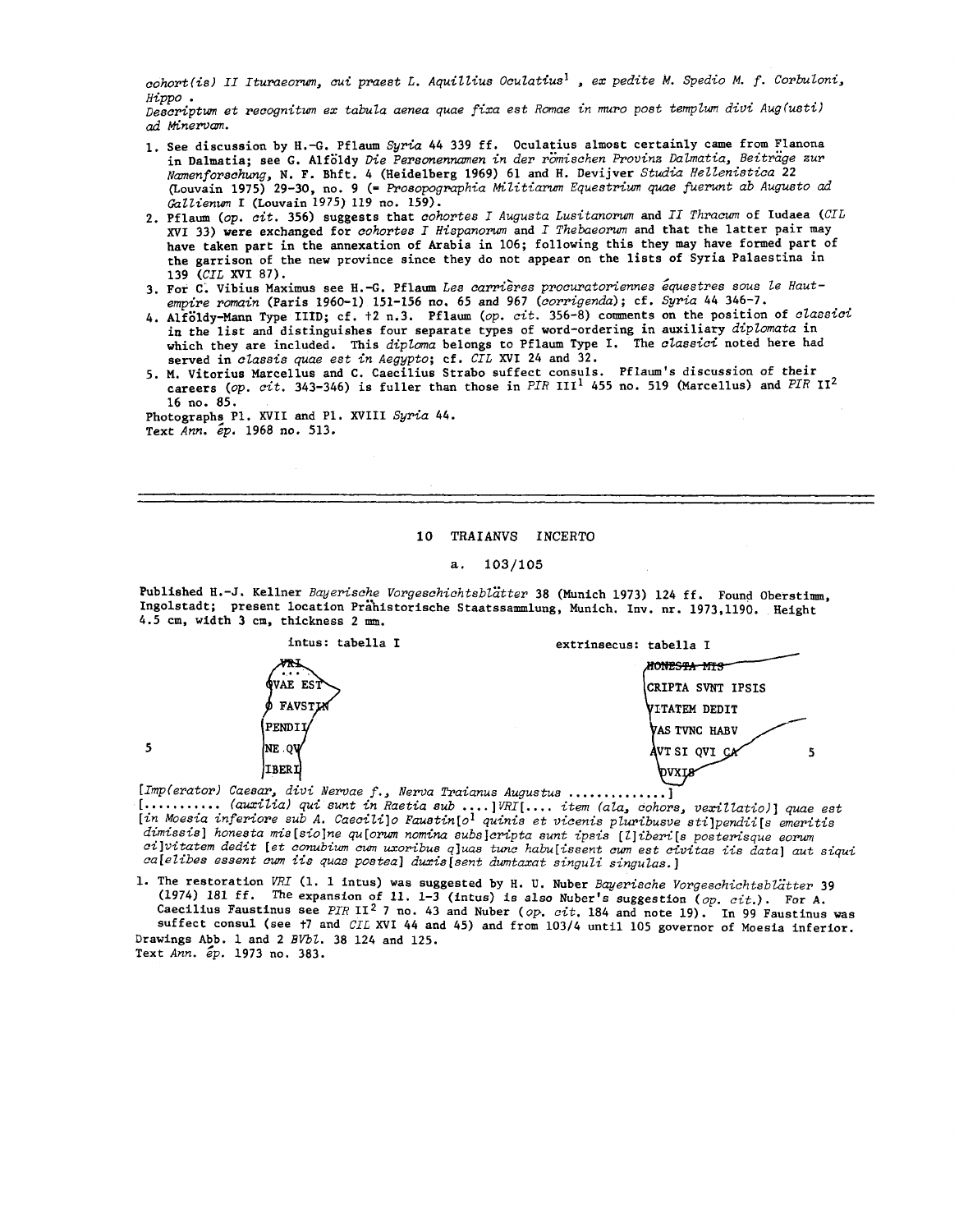*cohort(is) II Ituraeorum, cui praest L. Aquillius Oculatius*[1] , *ex pedite M. Spedio M. f. Corbuloni, Hippo .*
*Descriptum et recognitum ex tabula aenea quae fixa est Romae in muro post templum divi Aug(usti) ad Minervam.*

1. See discussion by H.-G. Pflaum *Syria* 44 339 ff. Oculatius almost certainly came from Flanona in Dalmatia; see G. Alföldy *Die Personennamen in der römischen Provinz Dalmatia, Beiträge zur Namenforschung*, N. F. Bhft. 4 (Heidelberg 1969) 61 and H. Devijver *Studia Hellenistica* 22 (Louvain 1975) 29-30, no. 9 (= *Prosopographia Militiarum Equestrium quae fuerunt ab Augusto ad Gallienum* I (Louvain 1975) 119 no. 159).
2. Pflaum (*op. cit.* 356) suggests that *cohortes I Augusta Lusitanorum* and *II Thracum* of Iudaea (*CIL* XVI 33) were exchanged for *cohortes I Hispanorum* and *I Thebaeorum* and that the latter pair may have taken part in the annexation of Arabia in 106; following this they may have formed part of the garrison of the new province since they do not appear on the lists of Syria Palaestina in 139 (*CIL* XVI 87).
3. For C. Vibius Maximus see H.-G. Pflaum *Les carrières procuratoriennes équestres sous le Haut-empire romain* (Paris 1960-1) 151-156 no. 65 and 967 (*corrigenda*); cf. *Syria* 44 346-7.
4. Alföldy-Mann Type IIID; cf. †2 n.3. Pflaum (*op. cit.* 356-8) comments on the position of *classici* in the list and distinguishes four separate types of word-ordering in auxiliary *diplomata* in which they are included. This *diploma* belongs to Pflaum Type I. The *classici* noted here had served in *classis quae est in Aegypto*; cf. *CIL* XVI 24 and 32.
5. M. Vitorius Marcellus and C. Caecilius Strabo suffect consuls. Pflaum's discussion of their careers (*op. cit.* 343-346) is fuller than those in *PIR* III[1] 455 no. 519 (Marcellus) and *PIR* II[2] 16 no. 85.

Photographs Pl. XVII and Pl. XVIII *Syria* 44.
Text *Ann. ép.* 1968 no. 513.

---

## 10 TRAIANVS INCERTO

### a. 103/105

Published H.-J. Kellner *Bayerische Vorgeschichtsblätter* 38 (Munich 1973) 124 ff. Found Oberstimm, Ingolstadt; present location Prähistorische Staatssammlung, Munich. Inv. nr. 1973,1190. Height 4.5 cm, width 3 cm, thickness 2 mm.

intus: tabella I

VRI
...
QVAE EST
O FAVSTIN
PENDII
5 NE.QV
IBERI

extrinsecus: tabella I

HONESTA MIS
CRIPTA SVNT IPSIS
VITATEM DEDIT
VAS TVNC HABV
VT SI QVI CA 5
DVXIS

*[Imp(erator) Caesar, divi Nervae f., Nerva Traianus Augustus .............]*
*[.......... (auxilia) qui sunt in Raetia sub ....]VRI[.... item (ala, cohors, vexillatio)] quae est [in Moesia inferiore sub A. Caecili]o Faustin[o*[1] *quinis et vicenis pluribusve sti]pendii[s emeritis dimissis] honesta mis[sio]ne qu[orum nomina subs]cripta sunt ipsis [l]iberi[s posterisque eorum ci]vitatem dedit [et conubium cum uxoribus q]uas tunc habu[issent cum est civitas iis data] aut siqui ca[elibes essent cum iis quas postea] duxis[sent dumtaxat singuli singulas.]*

1. The restoration *VRI* (l. 1 intus) was suggested by H. U. Nuber *Bayerische Vorgeschichtsblätter* 39 (1974) 181 ff. The expansion of ll. 1-3 (intus) is also Nuber's suggestion (*op. cit.*). For A. Caecilius Faustinus see *PIR* II[2] 7 no. 43 and Nuber (*op. cit.* 184 and note 19). In 99 Faustinus was suffect consul (see †7 and *CIL* XVI 44 and 45) and from 103/4 until 105 governor of Moesia inferior.

Drawings Abb. 1 and 2 *BVbl.* 38 124 and 125.
Text *Ann. ép.* 1973 no. 383.